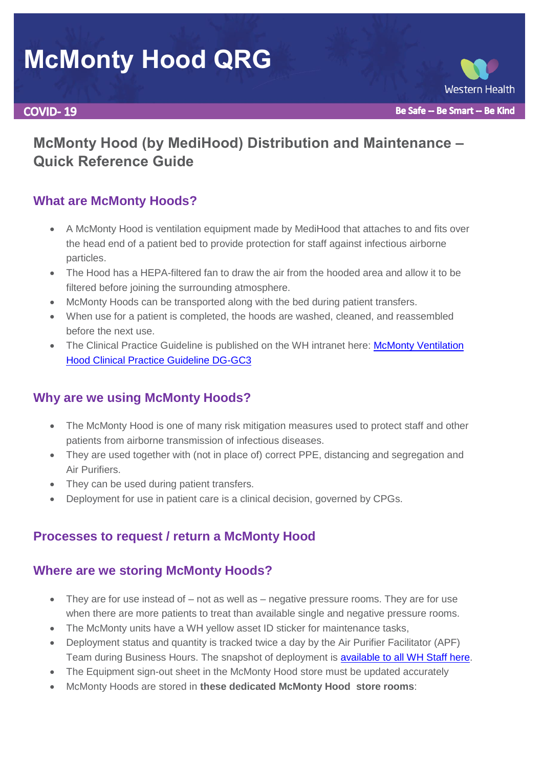# McMonty Hood QRG

Western Health

**COVID- 19**

**Be Safe -- Be Smart -- Be Kind**

## McMonty Hood (by MediHood) Distribution and Maintenance – Quick Reference Guide

### What are McMonty Hoods?

- A McMonty Hood is ventilation equipment made by MediHood that attaches to and fits over the head end of a patient bed to provide protection for staff against infectious airborne particles.
- The Hood has a HEPA-filtered fan to draw the air from the hooded area and allow it to be filtered before joining the surrounding atmosphere.
- McMonty Hoods can be transported along with the bed during patient transfers.
- When use for a patient is completed, the hoods are washed, cleaned, and reassembled before the next use.
- The Clinical Practice Guideline is published on the WH intranet here: McMonty Ventilation Hood Clinical Practice Guideline DG-GC3

### Why are we using McMonty Hoods?

- The McMonty Hood is one of many risk mitigation measures used to protect staff and other patients from airborne transmission of infectious diseases.
- They are used together with (not in place of) correct PPE, distancing and segregation and Air Purifiers.
- They can be used during patient transfers.
- Deployment for use in patient care is a clinical decision, governed by CPGs.

### Processes to request / return a McMonty Hood

### Where are we storing McMonty Hoods?

- They are for use instead of – not as well as – negative pressure rooms. They are for use when there are more patients to treat than available single and negative pressure rooms.
- The McMonty units have a WH yellow asset ID sticker for maintenance tasks,
- Deployment status and quantity is tracked twice a day by the Air Purifier Facilitator (APF) Team during Business Hours. The snapshot of deployment is available to all WH Staff here.
- The Equipment sign-out sheet in the McMonty Hood store must be updated accurately
- McMonty Hoods are stored in **these dedicated McMonty Hood store rooms**: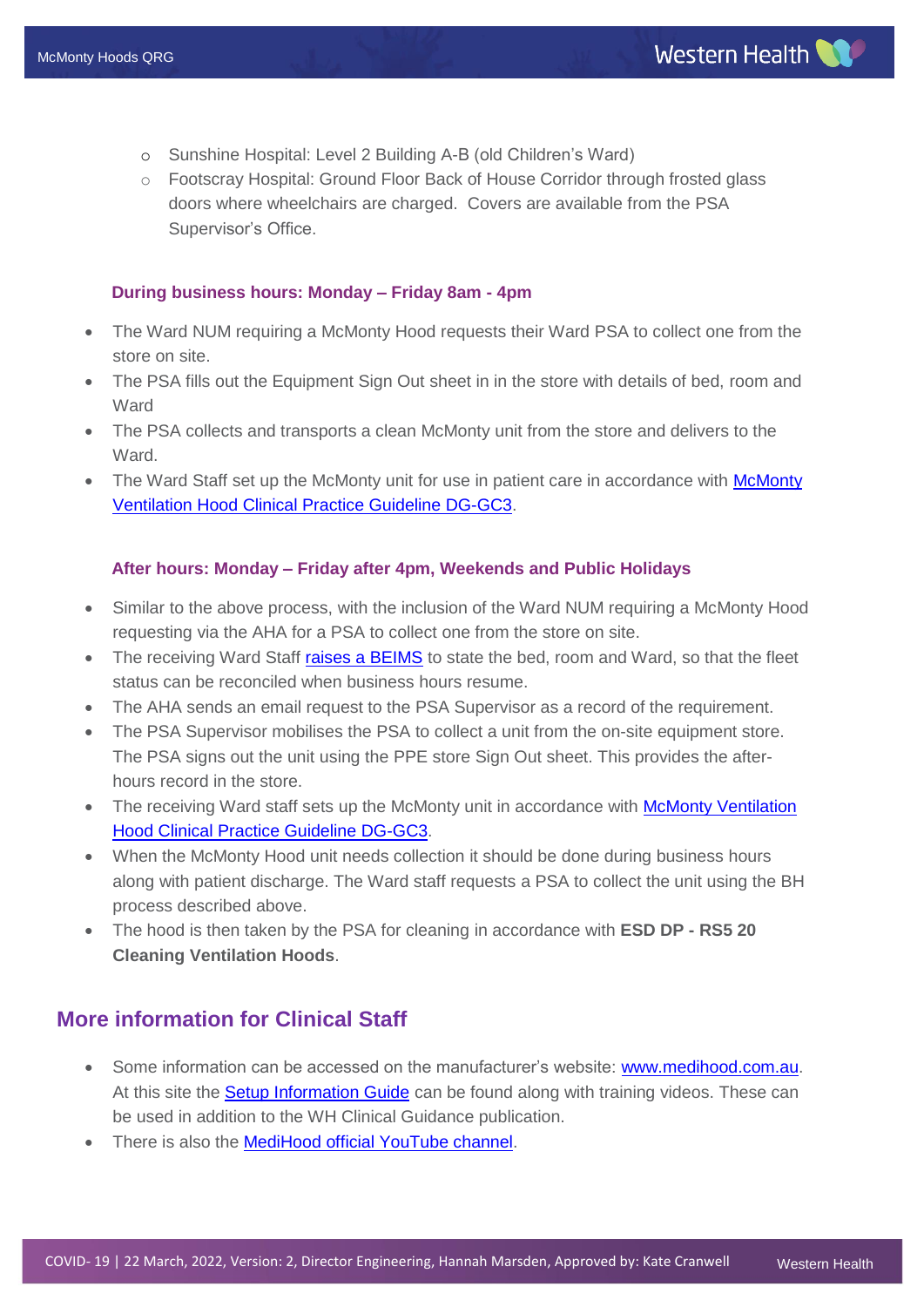- Sunshine Hospital: Level 2 Building A-B (old Children's Ward)
- Footscray Hospital: Ground Floor Back of House Corridor through frosted glass doors where wheelchairs are charged. Covers are available from the PSA Supervisor's Office.

#### During business hours: Monday – Friday 8am - 4pm

- The Ward NUM requiring a McMonty Hood requests their Ward PSA to collect one from the store on site.
- The PSA fills out the Equipment Sign Out sheet in in the store with details of bed, room and Ward
- The PSA collects and transports a clean McMonty unit from the store and delivers to the Ward.
- The Ward Staff set up the McMonty unit for use in patient care in accordance with McMonty Ventilation Hood Clinical Practice Guideline DG-GC3.

#### After hours: Monday – Friday after 4pm, Weekends and Public Holidays

- Similar to the above process, with the inclusion of the Ward NUM requiring a McMonty Hood requesting via the AHA for a PSA to collect one from the store on site.
- The receiving Ward Staff raises a BEIMS to state the bed, room and Ward, so that the fleet status can be reconciled when business hours resume.
- The AHA sends an email request to the PSA Supervisor as a record of the requirement.
- The PSA Supervisor mobilises the PSA to collect a unit from the on-site equipment store. The PSA signs out the unit using the PPE store Sign Out sheet. This provides the after-hours record in the store.
- The receiving Ward staff sets up the McMonty unit in accordance with McMonty Ventilation Hood Clinical Practice Guideline DG-GC3.
- When the McMonty Hood unit needs collection it should be done during business hours along with patient discharge. The Ward staff requests a PSA to collect the unit using the BH process described above.
- The hood is then taken by the PSA for cleaning in accordance with **ESD DP - RS5 20 Cleaning Ventilation Hoods**.

## More information for Clinical Staff

- Some information can be accessed on the manufacturer's website: www.medihood.com.au. At this site the Setup Information Guide can be found along with training videos. These can be used in addition to the WH Clinical Guidance publication.
- There is also the MediHood official YouTube channel.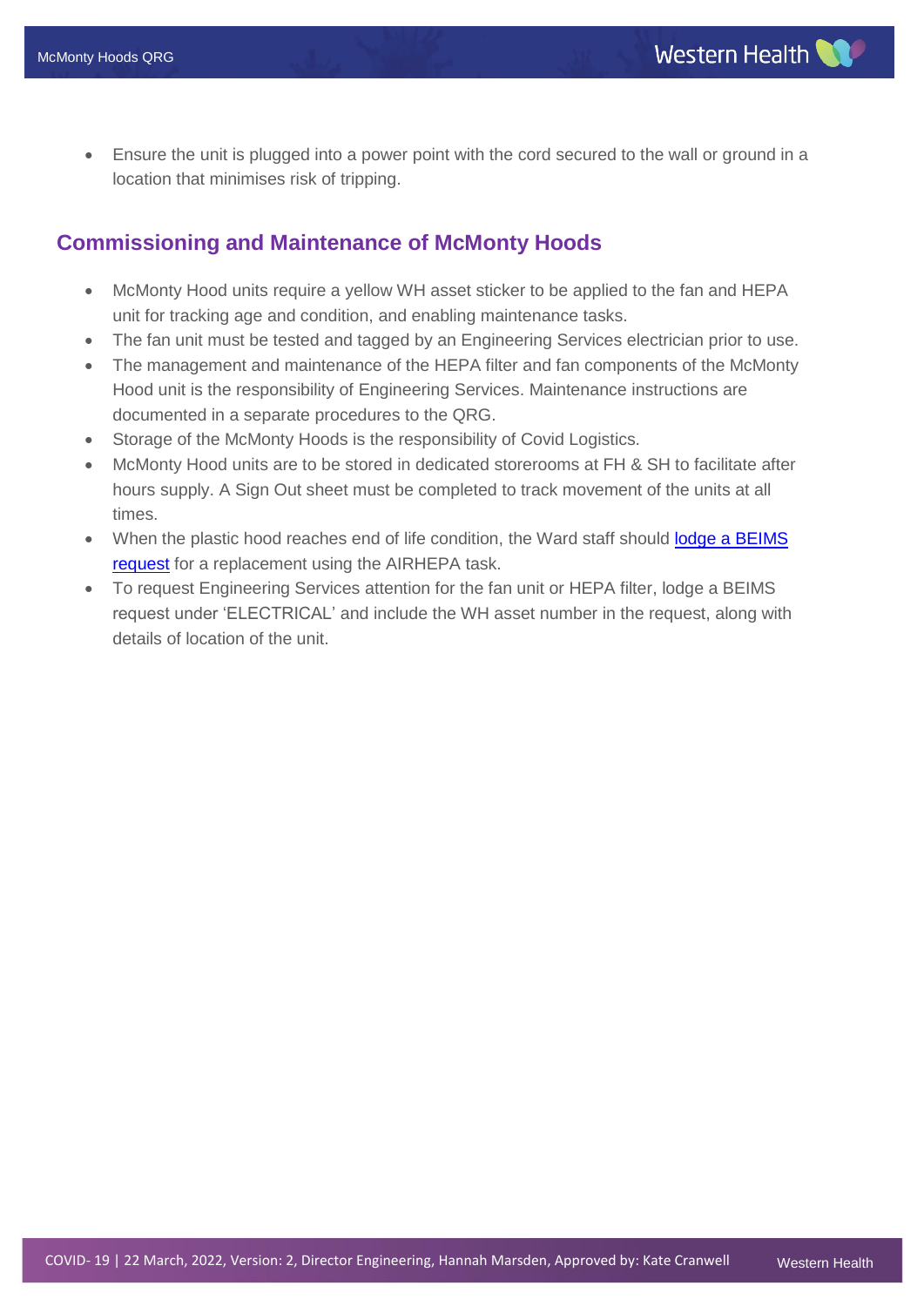- Ensure the unit is plugged into a power point with the cord secured to the wall or ground in a location that minimises risk of tripping.

## Commissioning and Maintenance of McMonty Hoods

- McMonty Hood units require a yellow WH asset sticker to be applied to the fan and HEPA unit for tracking age and condition, and enabling maintenance tasks.
- The fan unit must be tested and tagged by an Engineering Services electrician prior to use.
- The management and maintenance of the HEPA filter and fan components of the McMonty Hood unit is the responsibility of Engineering Services. Maintenance instructions are documented in a separate procedures to the QRG.
- Storage of the McMonty Hoods is the responsibility of Covid Logistics.
- McMonty Hood units are to be stored in dedicated storerooms at FH & SH to facilitate after hours supply. A Sign Out sheet must be completed to track movement of the units at all times.
- When the plastic hood reaches end of life condition, the Ward staff should lodge a BEIMS request for a replacement using the AIRHEPA task.
- To request Engineering Services attention for the fan unit or HEPA filter, lodge a BEIMS request under 'ELECTRICAL' and include the WH asset number in the request, along with details of location of the unit.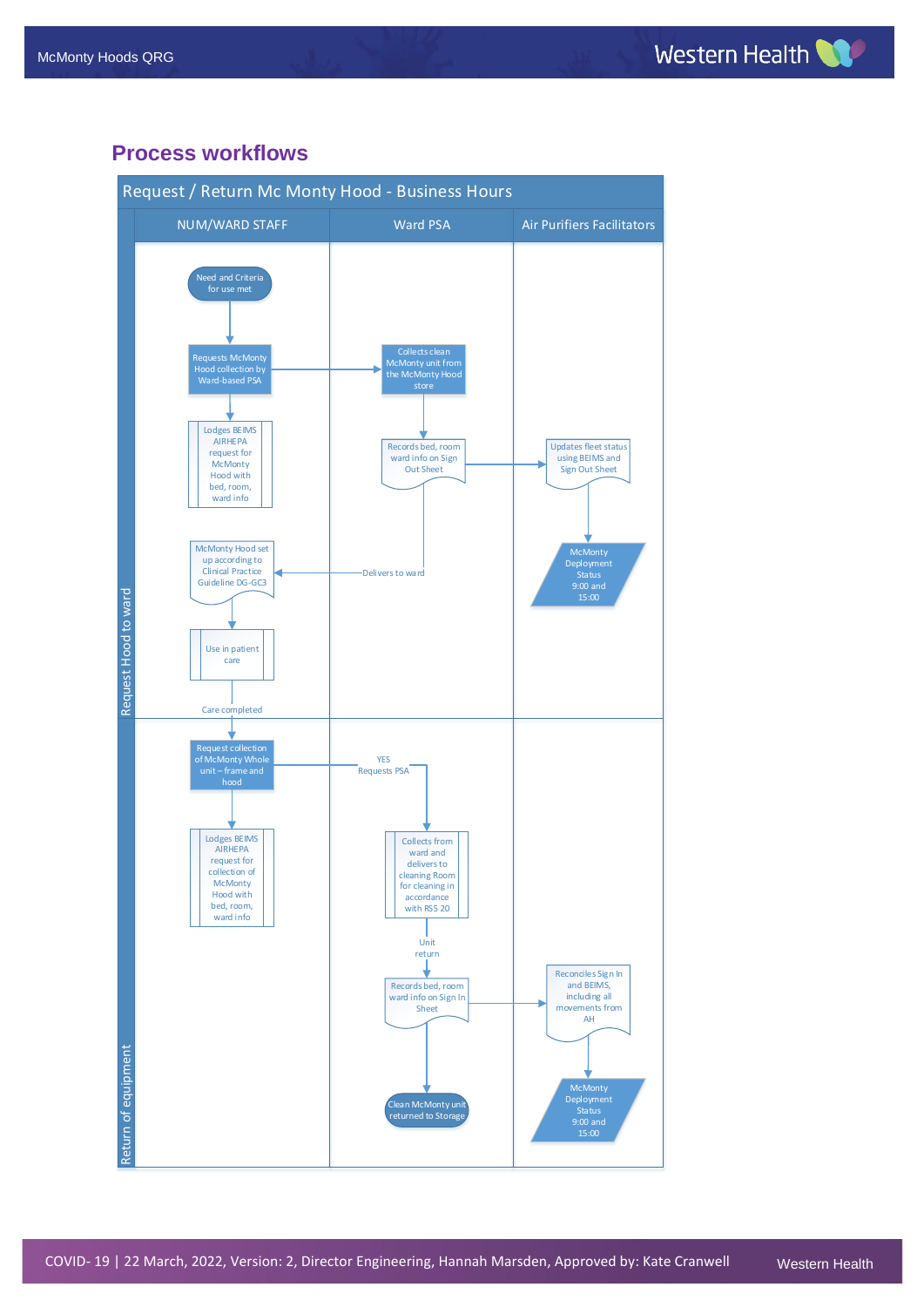## Process workflows

### Request / Return Mc Monty Hood - Business Hours

| | NUM/WARD STAFF | Ward PSA | Air Purifiers Facilitators |
|---|---|---|---|

**Request Hood to ward**

**NUM/WARD STAFF**
- Need and Criteria for use met
- Requests McMonty Hood collection by Ward-based PSA → (Ward PSA) Collects clean McMonty unit from the McMonty Hood store
- Lodges BEIMS AIRHEPA request for McMonty Hood with bed, room, ward info
- McMonty Hood set up according to Clinical Practice Guideline DG-GC3
- Use in patient care
- Care completed

**Ward PSA**
- Collects clean McMonty unit from the McMonty Hood store
- Records bed, room ward info on Sign Out Sheet → (Air Purifiers Facilitators) Updates fleet status using BEIMS and Sign Out Sheet
- Delivers to ward → (NUM/WARD STAFF) McMonty Hood set up according to Clinical Practice Guideline DG-GC3

**Air Purifiers Facilitators**
- Updates fleet status using BEIMS and Sign Out Sheet
- McMonty Deployment Status 9:00 and 15:00

**Return of equipment**

**NUM/WARD STAFF**
- Request collection of McMonty Whole unit – frame and hood → YES Requests PSA → (Ward PSA) Collects from ward and delivers to cleaning Room for cleaning in accordance with RS5 20
- Lodges BEIMS AIRHEPA request for collection of McMonty Hood with bed, room, ward info

**Ward PSA**
- Collects from ward and delivers to cleaning Room for cleaning in accordance with RS5 20
- Unit return
- Records bed, room ward info on Sign In Sheet → (Air Purifiers Facilitators) Reconciles Sign In and BEIMS, including all movements from AH
- Clean McMonty unit returned to Storage

**Air Purifiers Facilitators**
- Reconciles Sign In and BEIMS, including all movements from AH
- McMonty Deployment Status 9:00 and 15:00

COVID- 19 | 22 March, 2022, Version: 2, Director Engineering, Hannah Marsden, Approved by: Kate Cranwell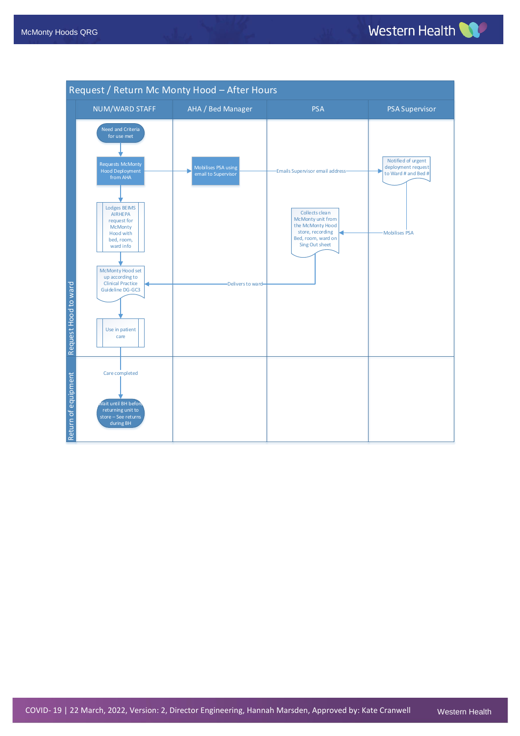# Request / Return Mc Monty Hood – After Hours

NUM/WARD STAFF

AHA / Bed Manager

PSA

PSA Supervisor

Request Hood to ward

Need and Criteria for use met

Requests McMonty Hood Deployment from AHA

Mobilises PSA using email to Supervisor

Emails Supervisor email address

Notified of urgent deployment request to Ward # and Bed #

Lodges BEIMS AIRHEPA request for McMonty Hood with bed, room, ward info

Mobilises PSA

Collects clean McMonty unit from the McMonty Hood store, recording Bed, room, ward on Sing Out sheet

McMonty Hood set up according to Clinical Practice Guideline DG-GC3

Delivers to ward

Use in patient care

Return of equipment

Care completed

Wait until BH before returning unit to store – See returns during BH

COVID- 19 | 22 March, 2022, Version: 2, Director Engineering, Hannah Marsden, Approved by: Kate Cranwell